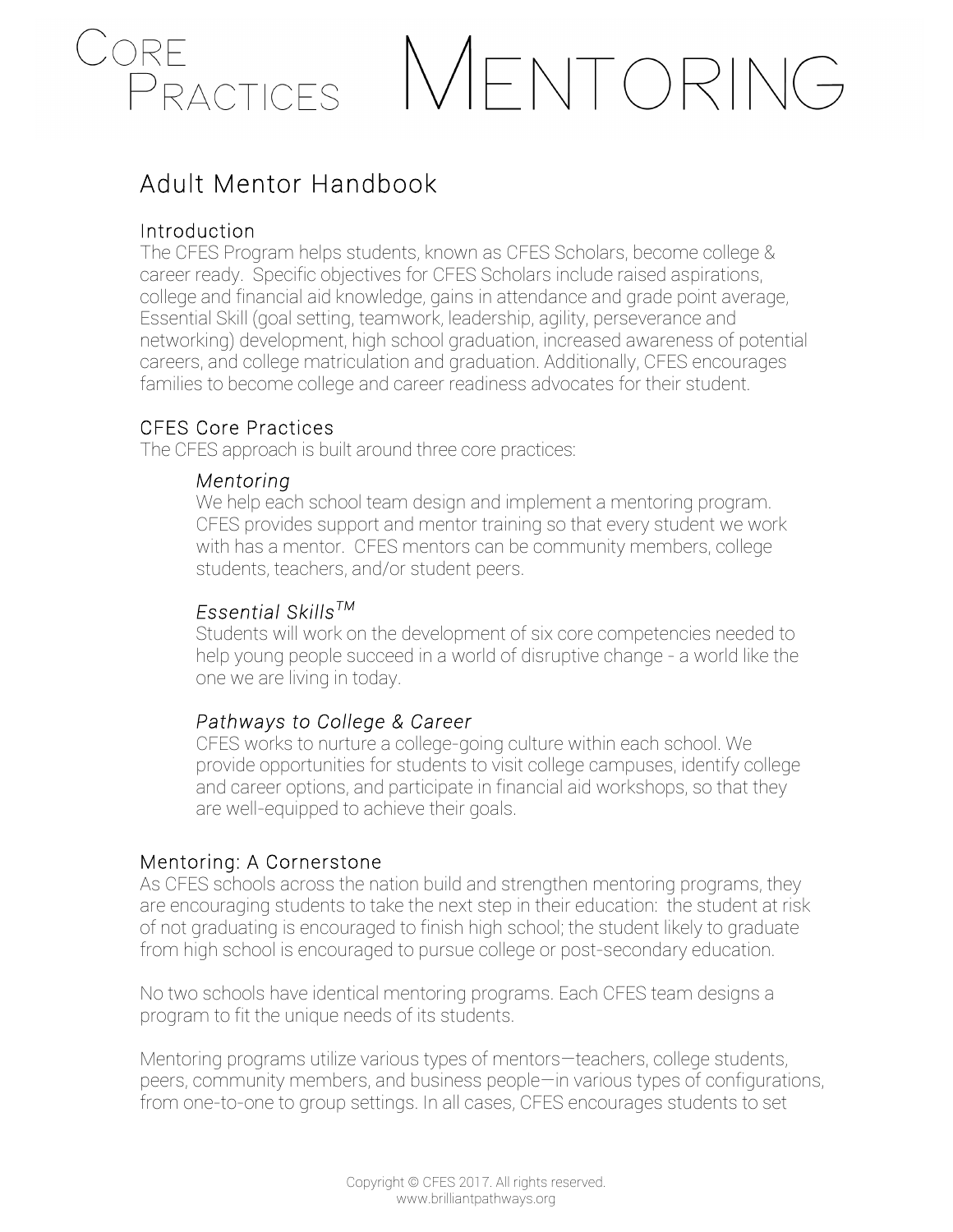# Core Practices Mentoring

## Adult Mentor Handbook

### Introduction

The CFES Program helps students, known as CFES Scholars, become college & career ready. Specific objectives for CFES Scholars include raised aspirations, college and financial aid knowledge, gains in attendance and grade point average, Essential Skill (goal setting, teamwork, leadership, agility, perseverance and networking) development, high school graduation, increased awareness of potential careers, and college matriculation and graduation. Additionally, CFES encourages families to become college and career readiness advocates for their student.

### CFES Core Practices

The CFES approach is built around three core practices:

*Mentoring*

We help each school team design and implement a mentoring program. CFES provides support and mentor training so that every student we work with has a mentor. CFES mentors can be community members, college students, teachers, and/or student peers.

*Essential Skills™*

Students will work on the development of six core competencies needed to help young people succeed in a world of disruptive change - a world like the one we are living in today.

*Pathways to College & Career*

CFES works to nurture a college-going culture within each school. We provide opportunities for students to visit college campuses, identify college and career options, and participate in financial aid workshops, so that they are well-equipped to achieve their goals.

### Mentoring: A Cornerstone

As CFES schools across the nation build and strengthen mentoring programs, they are encouraging students to take the next step in their education: the student at risk of not graduating is encouraged to finish high school; the student likely to graduate from high school is encouraged to pursue college or post-secondary education.

No two schools have identical mentoring programs. Each CFES team designs a program to fit the unique needs of its students.

Mentoring programs utilize various types of mentors—teachers, college students, peers, community members, and business people—in various types of configurations, from one-to-one to group settings. In all cases, CFES encourages students to set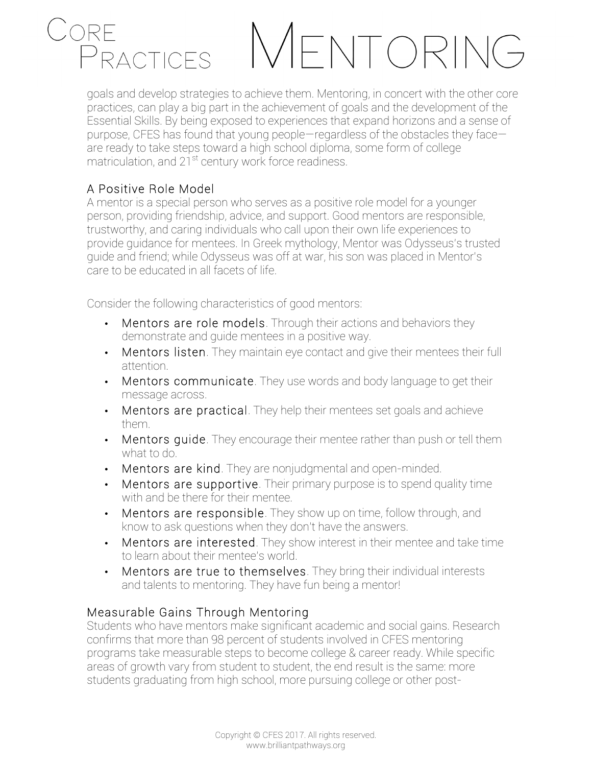goals and develop strategies to achieve them. Mentoring, in concert with the other core practices, can play a big part in the achievement of goals and the development of the Essential Skills. By being exposed to experiences that expand horizons and a sense of purpose, CFES has found that young people—regardless of the obstacles they face—are ready to take steps toward a high school diploma, some form of college matriculation, and 21$^{st}$ century work force readiness.

### A Positive Role Model

A mentor is a special person who serves as a positive role model for a younger person, providing friendship, advice, and support. Good mentors are responsible, trustworthy, and caring individuals who call upon their own life experiences to provide guidance for mentees. In Greek mythology, Mentor was Odysseus's trusted guide and friend; while Odysseus was off at war, his son was placed in Mentor's care to be educated in all facets of life.

Consider the following characteristics of good mentors:

- **Mentors are role models**. Through their actions and behaviors they demonstrate and guide mentees in a positive way.
- **Mentors listen**. They maintain eye contact and give their mentees their full attention.
- **Mentors communicate**. They use words and body language to get their message across.
- **Mentors are practical**. They help their mentees set goals and achieve them.
- **Mentors guide**. They encourage their mentee rather than push or tell them what to do.
- **Mentors are kind**. They are nonjudgmental and open-minded.
- **Mentors are supportive**. Their primary purpose is to spend quality time with and be there for their mentee.
- **Mentors are responsible**. They show up on time, follow through, and know to ask questions when they don't have the answers.
- **Mentors are interested**. They show interest in their mentee and take time to learn about their mentee's world.
- **Mentors are true to themselves**. They bring their individual interests and talents to mentoring. They have fun being a mentor!

### Measurable Gains Through Mentoring

Students who have mentors make significant academic and social gains. Research confirms that more than 98 percent of students involved in CFES mentoring programs take measurable steps to become college & career ready. While specific areas of growth vary from student to student, the end result is the same: more students graduating from high school, more pursuing college or other post-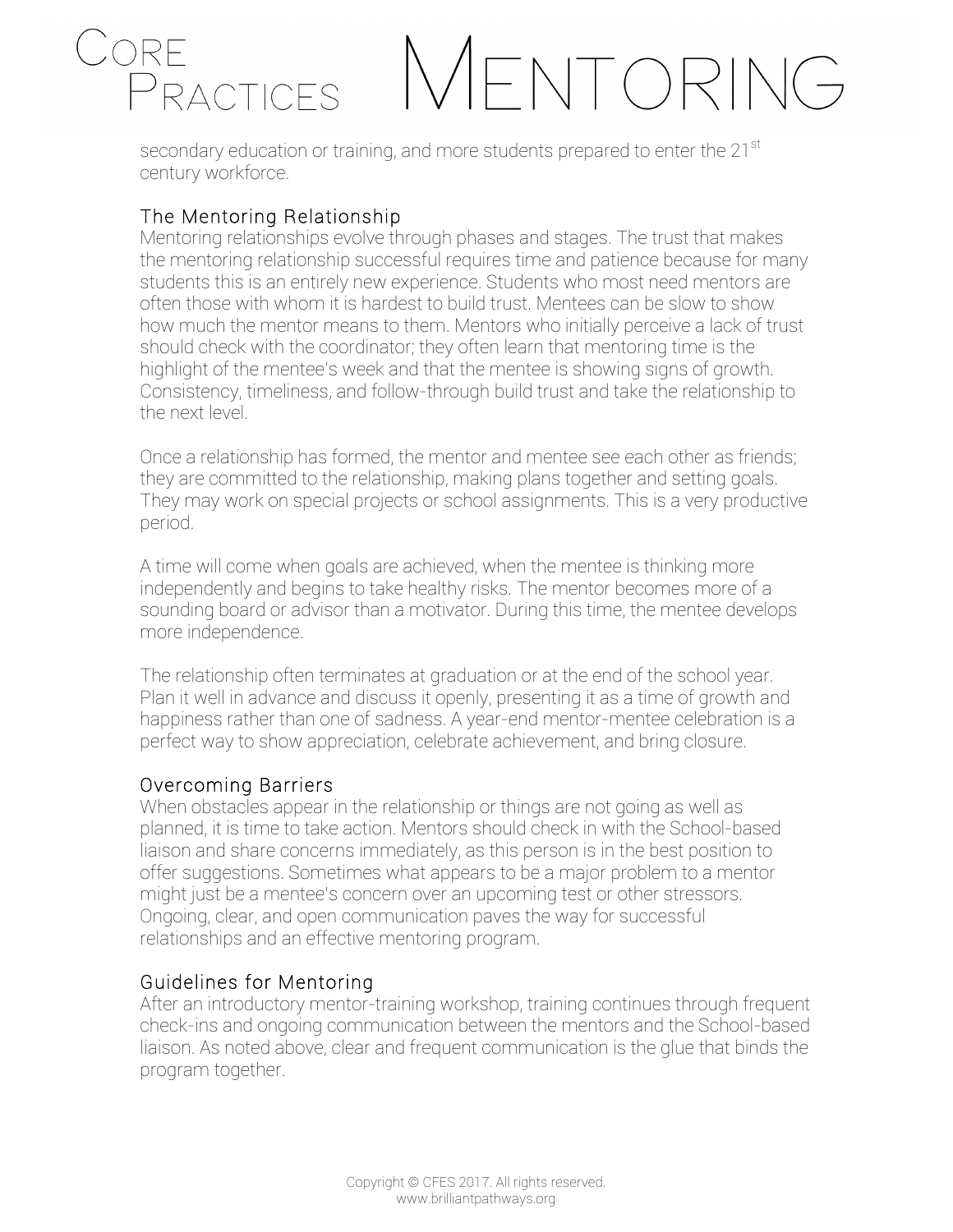secondary education or training, and more students prepared to enter the 21st century workforce.

## The Mentoring Relationship

Mentoring relationships evolve through phases and stages. The trust that makes the mentoring relationship successful requires time and patience because for many students this is an entirely new experience. Students who most need mentors are often those with whom it is hardest to build trust. Mentees can be slow to show how much the mentor means to them. Mentors who initially perceive a lack of trust should check with the coordinator; they often learn that mentoring time is the highlight of the mentee's week and that the mentee is showing signs of growth. Consistency, timeliness, and follow-through build trust and take the relationship to the next level.

Once a relationship has formed, the mentor and mentee see each other as friends; they are committed to the relationship, making plans together and setting goals. They may work on special projects or school assignments. This is a very productive period.

A time will come when goals are achieved, when the mentee is thinking more independently and begins to take healthy risks. The mentor becomes more of a sounding board or advisor than a motivator. During this time, the mentee develops more independence.

The relationship often terminates at graduation or at the end of the school year. Plan it well in advance and discuss it openly, presenting it as a time of growth and happiness rather than one of sadness. A year-end mentor-mentee celebration is a perfect way to show appreciation, celebrate achievement, and bring closure.

## Overcoming Barriers

When obstacles appear in the relationship or things are not going as well as planned, it is time to take action. Mentors should check in with the School-based liaison and share concerns immediately, as this person is in the best position to offer suggestions. Sometimes what appears to be a major problem to a mentor might just be a mentee's concern over an upcoming test or other stressors. Ongoing, clear, and open communication paves the way for successful relationships and an effective mentoring program.

## Guidelines for Mentoring

After an introductory mentor-training workshop, training continues through frequent check-ins and ongoing communication between the mentors and the School-based liaison. As noted above, clear and frequent communication is the glue that binds the program together.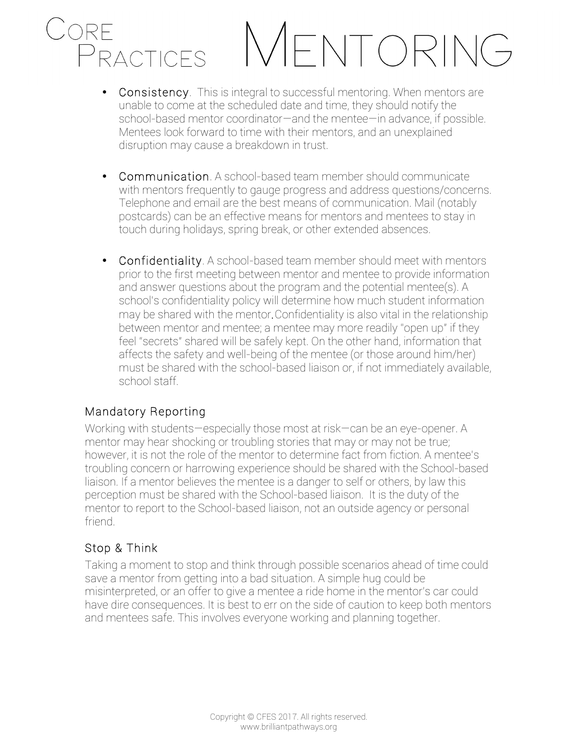# Core Practices Mentoring

- **Consistency**. This is integral to successful mentoring. When mentors are unable to come at the scheduled date and time, they should notify the school-based mentor coordinator—and the mentee—in advance, if possible. Mentees look forward to time with their mentors, and an unexplained disruption may cause a breakdown in trust.

- **Communication**. A school-based team member should communicate with mentors frequently to gauge progress and address questions/concerns. Telephone and email are the best means of communication. Mail (notably postcards) can be an effective means for mentors and mentees to stay in touch during holidays, spring break, or other extended absences.

- **Confidentiality**. A school-based team member should meet with mentors prior to the first meeting between mentor and mentee to provide information and answer questions about the program and the potential mentee(s). A school's confidentiality policy will determine how much student information may be shared with the mentor. Confidentiality is also vital in the relationship between mentor and mentee; a mentee may more readily "open up" if they feel "secrets" shared will be safely kept. On the other hand, information that affects the safety and well-being of the mentee (or those around him/her) must be shared with the school-based liaison or, if not immediately available, school staff.

## Mandatory Reporting

Working with students—especially those most at risk—can be an eye-opener. A mentor may hear shocking or troubling stories that may or may not be true; however, it is not the role of the mentor to determine fact from fiction. A mentee's troubling concern or harrowing experience should be shared with the School-based liaison. If a mentor believes the mentee is a danger to self or others, by law this perception must be shared with the School-based liaison. It is the duty of the mentor to report to the School-based liaison, not an outside agency or personal friend.

## Stop & Think

Taking a moment to stop and think through possible scenarios ahead of time could save a mentor from getting into a bad situation. A simple hug could be misinterpreted, or an offer to give a mentee a ride home in the mentor's car could have dire consequences. It is best to err on the side of caution to keep both mentors and mentees safe. This involves everyone working and planning together.

Copyright © CFES 2017. All rights reserved.
www.brilliantpathways.org